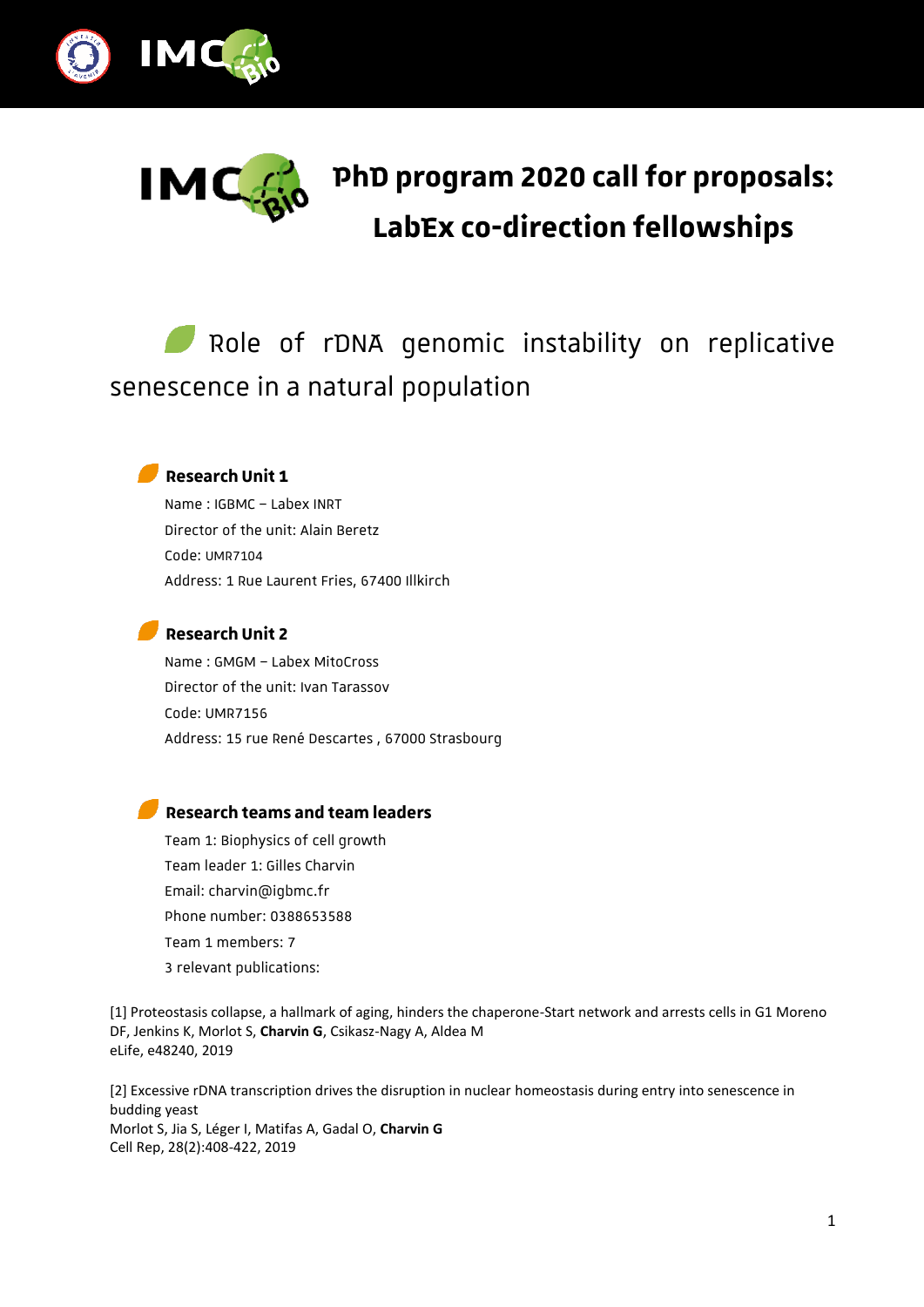# PhD program 2020 call for proposals: LabEx co-direction fellowships

## Role of rDNA genomic instability on replicative senescence in a natural population

### Research Unit 1

Name : IGBMC – Labex INRT

Director of the unit: Alain Beretz

Code: UMR7104

Address: 1 Rue Laurent Fries, 67400 Illkirch

### Research Unit 2

Name : GMGM – Labex MitoCross

Director of the unit: Ivan Tarassov

Code: UMR7156

Address: 15 rue René Descartes , 67000 Strasbourg

### Research teams and team leaders

Team 1: Biophysics of cell growth

Team leader 1: Gilles Charvin

Email: charvin@igbmc.fr

Phone number: 0388653588

Team 1 members: 7

3 relevant publications:

[1] Proteostasis collapse, a hallmark of aging, hinders the chaperone-Start network and arrests cells in G1 Moreno DF, Jenkins K, Morlot S, **Charvin G**, Csikasz-Nagy A, Aldea M
eLife, e48240, 2019

[2] Excessive rDNA transcription drives the disruption in nuclear homeostasis during entry into senescence in budding yeast
Morlot S, Jia S, Léger I, Matifas A, Gadal O, **Charvin G**
Cell Rep, 28(2):408-422, 2019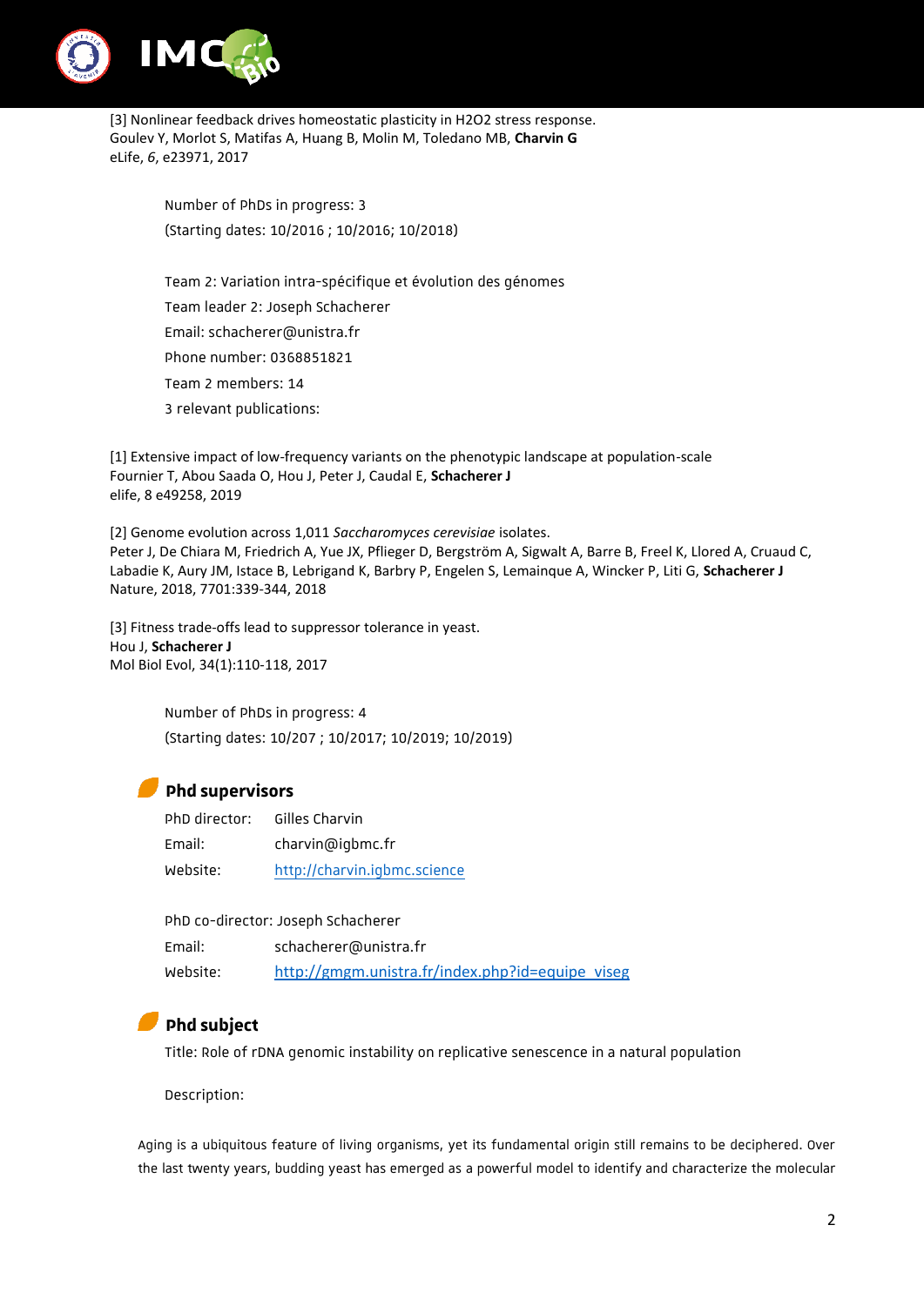[3] Nonlinear feedback drives homeostatic plasticity in H2O2 stress response.
Goulev Y, Morlot S, Matifas A, Huang B, Molin M, Toledano MB, **Charvin G**
eLife, *6*, e23971, 2017

Number of PhDs in progress: 3

(Starting dates: 10/2016 ; 10/2016; 10/2018)

Team 2: Variation intra-spécifique et évolution des génomes

Team leader 2: Joseph Schacherer

Email: schacherer@unistra.fr

Phone number: 0368851821

Team 2 members: 14

3 relevant publications:

[1] Extensive impact of low-frequency variants on the phenotypic landscape at population-scale
Fournier T, Abou Saada O, Hou J, Peter J, Caudal E, **Schacherer J**
elife, 8 e49258, 2019

[2] Genome evolution across 1,011 *Saccharomyces cerevisiae* isolates.
Peter J, De Chiara M, Friedrich A, Yue JX, Pflieger D, Bergström A, Sigwalt A, Barre B, Freel K, Llored A, Cruaud C, Labadie K, Aury JM, Istace B, Lebrigand K, Barbry P, Engelen S, Lemainque A, Wincker P, Liti G, **Schacherer J**
Nature, 2018, 7701:339-344, 2018

[3] Fitness trade-offs lead to suppressor tolerance in yeast.
Hou J, **Schacherer J**
Mol Biol Evol, 34(1):110-118, 2017

Number of PhDs in progress: 4

(Starting dates: 10/207 ; 10/2017; 10/2019; 10/2019)

## Phd supervisors

PhD director: Gilles Charvin

Email: charvin@igbmc.fr

Website: http://charvin.igbmc.science

PhD co-director: Joseph Schacherer

Email: schacherer@unistra.fr

Website: http://gmgm.unistra.fr/index.php?id=equipe_viseg

## Phd subject

Title: Role of rDNA genomic instability on replicative senescence in a natural population

Description:

Aging is a ubiquitous feature of living organisms, yet its fundamental origin still remains to be deciphered. Over the last twenty years, budding yeast has emerged as a powerful model to identify and characterize the molecular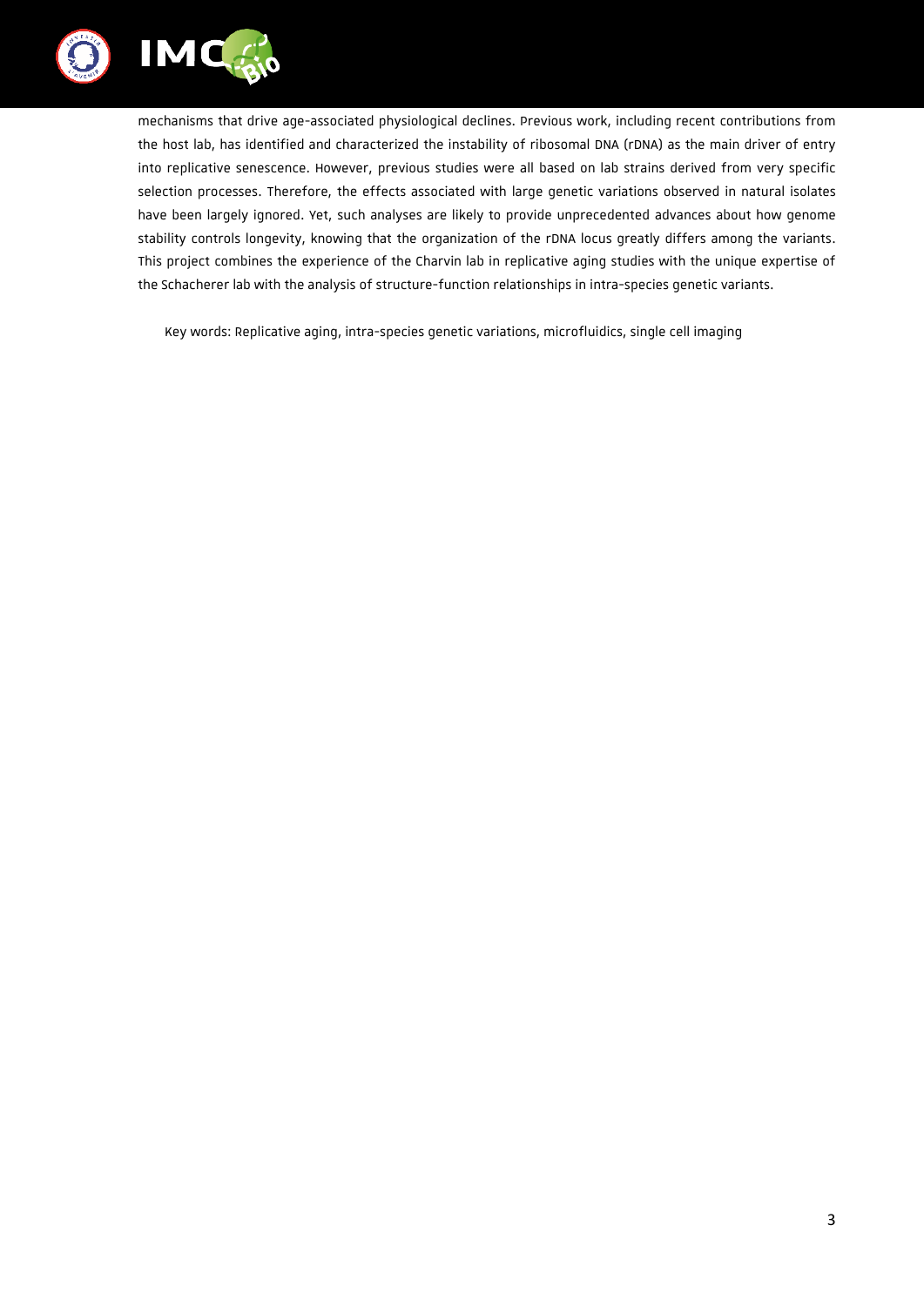mechanisms that drive age-associated physiological declines. Previous work, including recent contributions from the host lab, has identified and characterized the instability of ribosomal DNA (rDNA) as the main driver of entry into replicative senescence. However, previous studies were all based on lab strains derived from very specific selection processes. Therefore, the effects associated with large genetic variations observed in natural isolates have been largely ignored. Yet, such analyses are likely to provide unprecedented advances about how genome stability controls longevity, knowing that the organization of the rDNA locus greatly differs among the variants. This project combines the experience of the Charvin lab in replicative aging studies with the unique expertise of the Schacherer lab with the analysis of structure-function relationships in intra-species genetic variants.

Key words: Replicative aging, intra-species genetic variations, microfluidics, single cell imaging